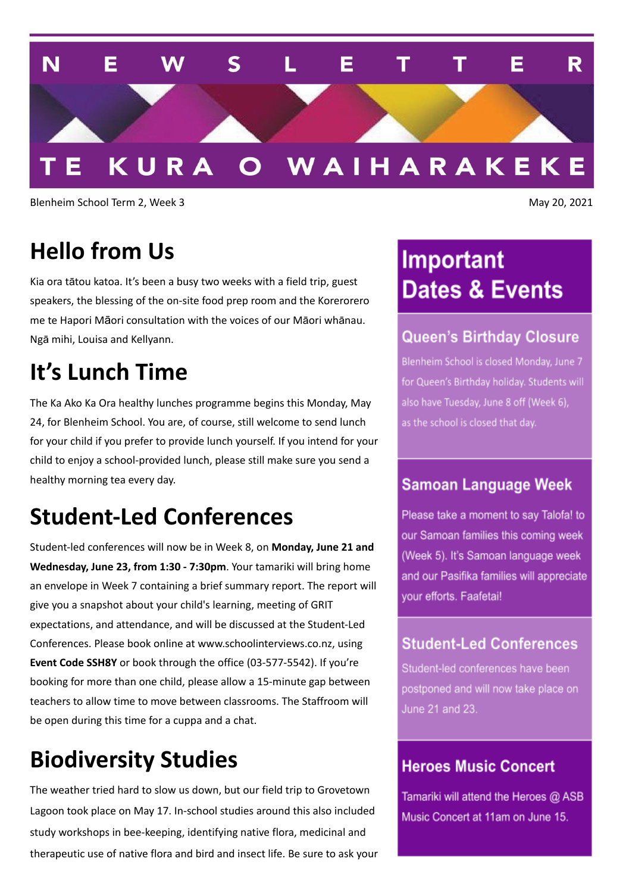# NEWSLETTER

# TE KURA O WAIHARAKEKE

Blenheim School Term 2, Week 3

May 20, 2021

## Hello from Us

Kia ora tātou katoa. It's been a busy two weeks with a field trip, guest speakers, the blessing of the on-site food prep room and the Korerorero me te Hapori Māori consultation with the voices of our Māori whānau. Ngā mihi, Louisa and Kellyann.

## It's Lunch Time

The Ka Ako Ka Ora healthy lunches programme begins this Monday, May 24, for Blenheim School. You are, of course, still welcome to send lunch for your child if you prefer to provide lunch yourself. If you intend for your child to enjoy a school-provided lunch, please still make sure you send a healthy morning tea every day.

## Student-Led Conferences

Student-led conferences will now be in Week 8, on **Monday, June 21 and Wednesday, June 23, from 1:30 - 7:30pm**. Your tamariki will bring home an envelope in Week 7 containing a brief summary report. The report will give you a snapshot about your child's learning, meeting of GRIT expectations, and attendance, and will be discussed at the Student-Led Conferences. Please book online at www.schoolinterviews.co.nz, using **Event Code SSH8Y** or book through the office (03-577-5542). If you're booking for more than one child, please allow a 15-minute gap between teachers to allow time to move between classrooms. The Staffroom will be open during this time for a cuppa and a chat.

## Biodiversity Studies

The weather tried hard to slow us down, but our field trip to Grovetown Lagoon took place on May 17. In-school studies around this also included study workshops in bee-keeping, identifying native flora, medicinal and therapeutic use of native flora and bird and insect life. Be sure to ask your

## Important Dates & Events

### Queen's Birthday Closure

Blenheim School is closed Monday, June 7 for Queen's Birthday holiday. Students will also have Tuesday, June 8 off (Week 6), as the school is closed that day.

### Samoan Language Week

Please take a moment to say Talofa! to our Samoan families this coming week (Week 5). It's Samoan language week and our Pasifika families will appreciate your efforts. Faafetai!

### Student-Led Conferences

Student-led conferences have been postponed and will now take place on June 21 and 23.

### Heroes Music Concert

Tamariki will attend the Heroes @ ASB Music Concert at 11am on June 15.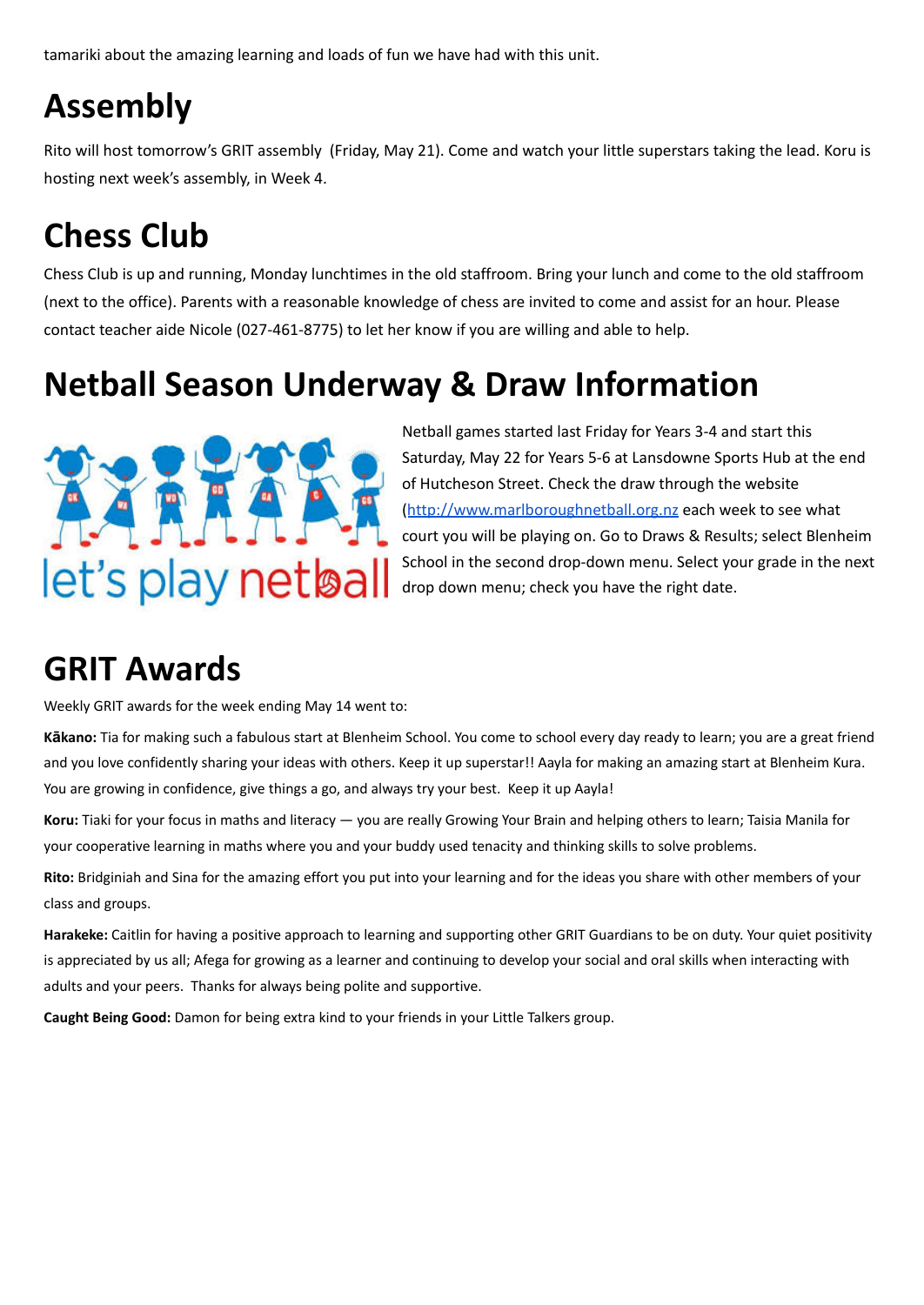tamariki about the amazing learning and loads of fun we have had with this unit.

# Assembly

Rito will host tomorrow's GRIT assembly (Friday, May 21). Come and watch your little superstars taking the lead. Koru is hosting next week's assembly, in Week 4.

# Chess Club

Chess Club is up and running, Monday lunchtimes in the old staffroom. Bring your lunch and come to the old staffroom (next to the office). Parents with a reasonable knowledge of chess are invited to come and assist for an hour. Please contact teacher aide Nicole (027-461-8775) to let her know if you are willing and able to help.

# Netball Season Underway & Draw Information

let's play netball

Netball games started last Friday for Years 3-4 and start this Saturday, May 22 for Years 5-6 at Lansdowne Sports Hub at the end of Hutcheson Street. Check the draw through the website (http://www.marlboroughnetball.org.nz each week to see what court you will be playing on. Go to Draws & Results; select Blenheim School in the second drop-down menu. Select your grade in the next drop down menu; check you have the right date.

# GRIT Awards

Weekly GRIT awards for the week ending May 14 went to:

**Kākano:** Tia for making such a fabulous start at Blenheim School. You come to school every day ready to learn; you are a great friend and you love confidently sharing your ideas with others. Keep it up superstar!! Aayla for making an amazing start at Blenheim Kura. You are growing in confidence, give things a go, and always try your best. Keep it up Aayla!

**Koru:** Tiaki for your focus in maths and literacy — you are really Growing Your Brain and helping others to learn; Taisia Manila for your cooperative learning in maths where you and your buddy used tenacity and thinking skills to solve problems.

**Rito:** Bridginiah and Sina for the amazing effort you put into your learning and for the ideas you share with other members of your class and groups.

**Harakeke:** Caitlin for having a positive approach to learning and supporting other GRIT Guardians to be on duty. Your quiet positivity is appreciated by us all; Afega for growing as a learner and continuing to develop your social and oral skills when interacting with adults and your peers. Thanks for always being polite and supportive.

**Caught Being Good:** Damon for being extra kind to your friends in your Little Talkers group.